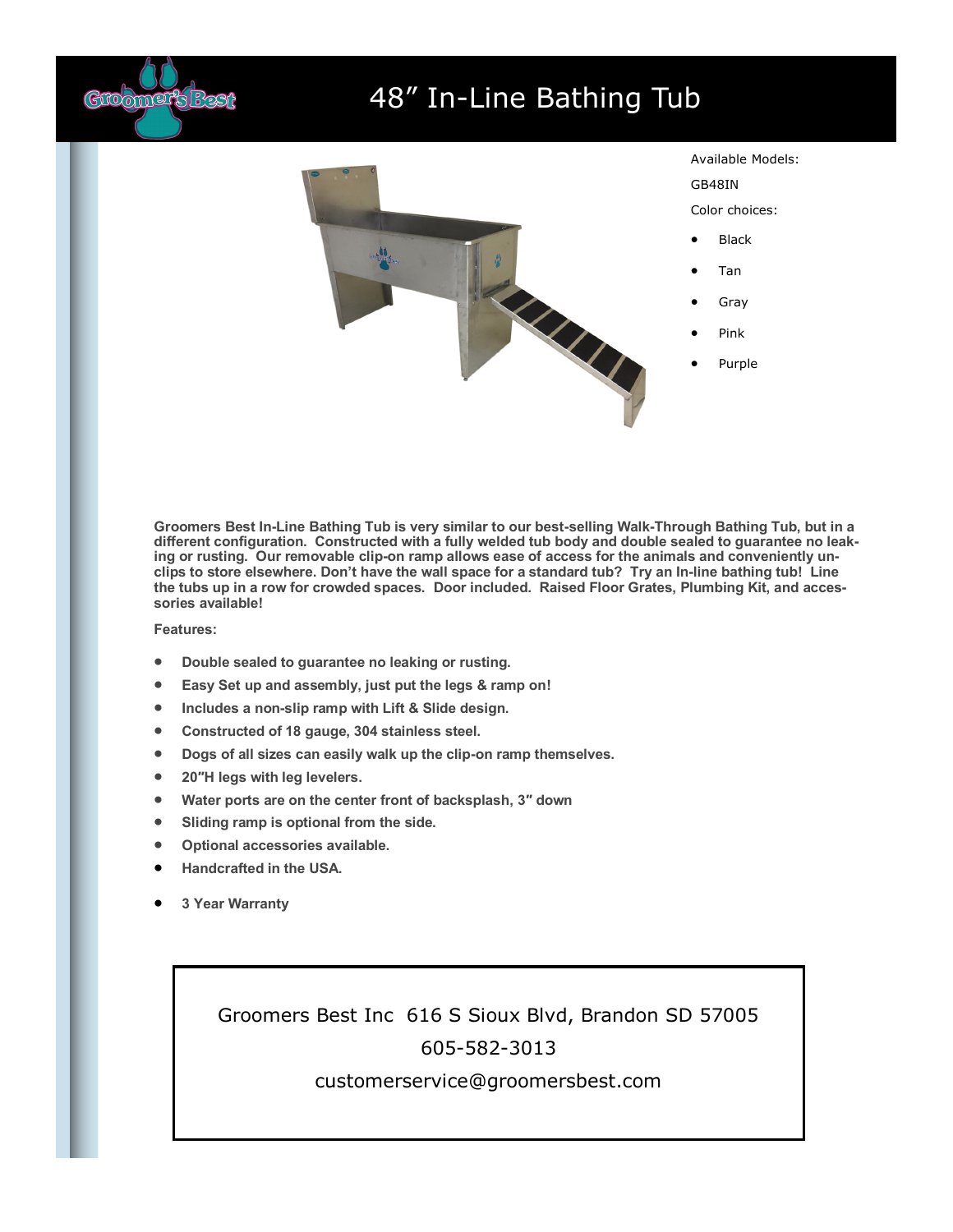# 48” In-Line Bathing Tub

Available Models:

GB48IN

Color choices:

- Black
- Tan
- Gray
- Pink
- Purple

**Groomers Best In-Line Bathing Tub is very similar to our best-selling Walk-Through Bathing Tub, but in a different configuration. Constructed with a fully welded tub body and double sealed to guarantee no leaking or rusting. Our removable clip-on ramp allows ease of access for the animals and conveniently unclips to store elsewhere. Don’t have the wall space for a standard tub? Try an In-line bathing tub! Line the tubs up in a row for crowded spaces. Door included. Raised Floor Grates, Plumbing Kit, and accessories available!**

**Features:**

- **Double sealed to guarantee no leaking or rusting.**
- **Easy Set up and assembly, just put the legs & ramp on!**
- **Includes a non-slip ramp with Lift & Slide design.**
- **Constructed of 18 gauge, 304 stainless steel.**
- **Dogs of all sizes can easily walk up the clip-on ramp themselves.**
- **20”H legs with leg levelers.**
- **Water ports are on the center front of backsplash, 3” down**
- **Sliding ramp is optional from the side.**
- **Optional accessories available.**
- **Handcrafted in the USA.**
- **3 Year Warranty**

Groomers Best Inc 616 S Sioux Blvd, Brandon SD 57005

605-582-3013

customerservice@groomersbest.com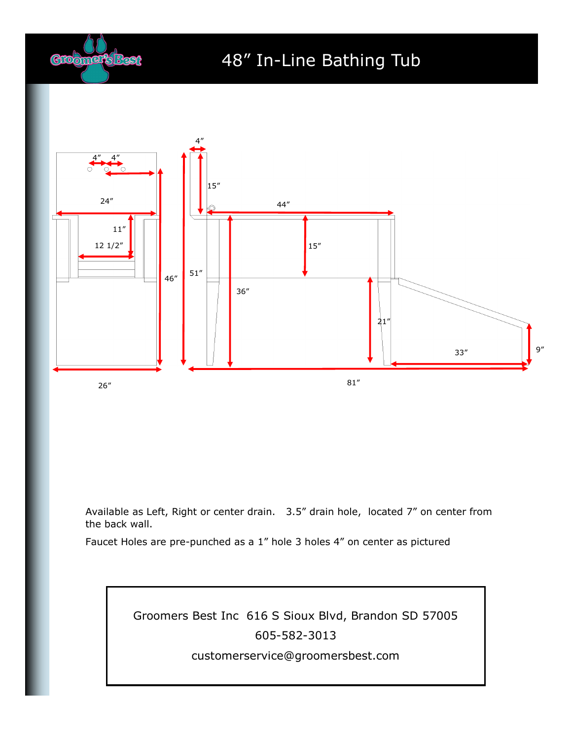# 48” In-Line Bathing Tub

Groomer's Best

4”
4”
4”
15”
44”
24”
11”
12 1/2”
15”
46”
51”
36”
21”
9”
33”
26”
81”

Available as Left, Right or center drain. 3.5” drain hole, located 7” on center from the back wall.

Faucet Holes are pre-punched as a 1” hole 3 holes 4” on center as pictured

Groomers Best Inc 616 S Sioux Blvd, Brandon SD 57005

605-582-3013

customerservice@groomersbest.com